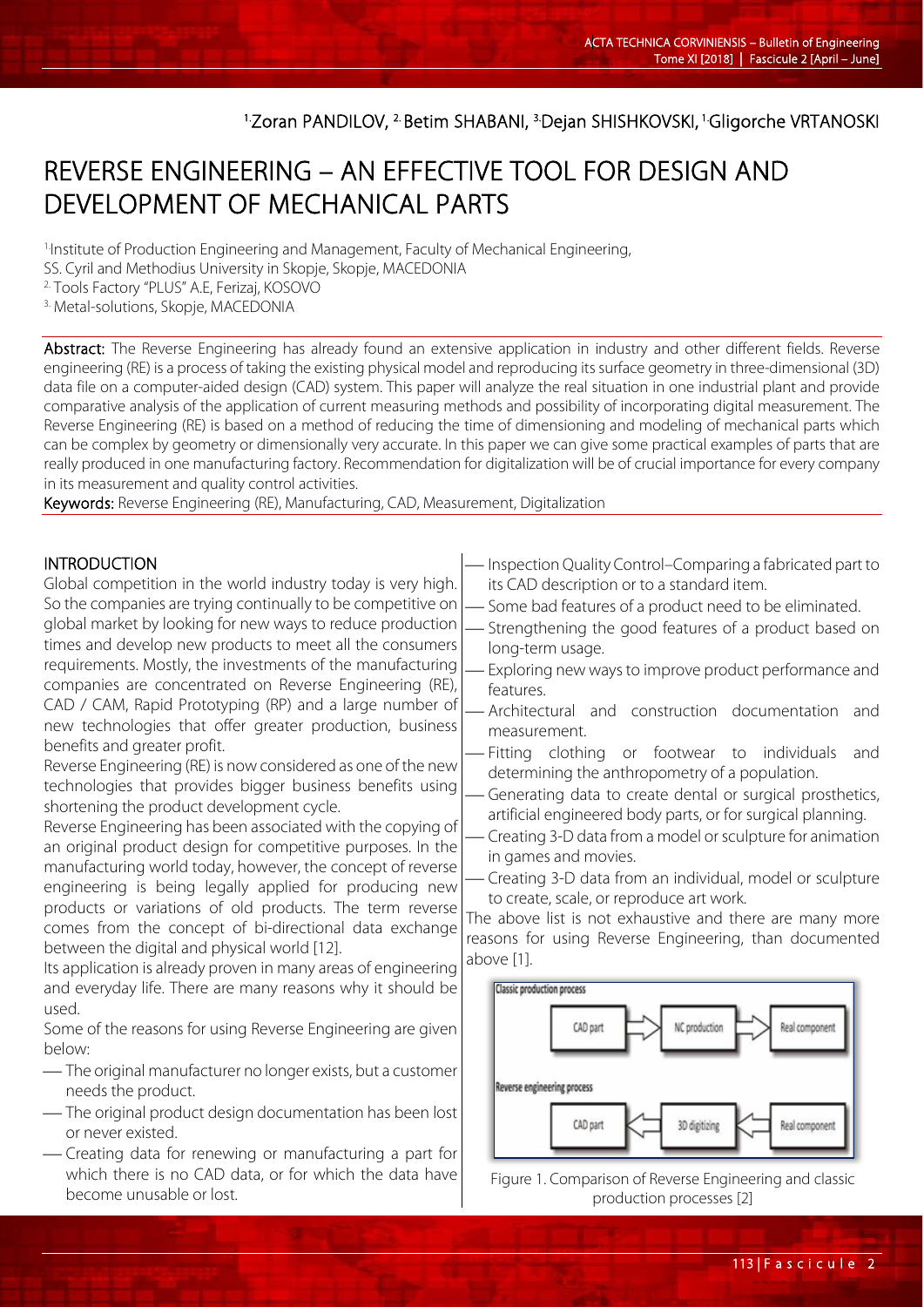[1.]Zoran PANDILOV, [2.]Betim SHABANI, [3.]Dejan SHISHKOVSKI, [1.]Gligorche VRTANOSKI

# REVERSE ENGINEERING – AN EFFECTIVE TOOL FOR DESIGN AND DEVELOPMENT OF MECHANICAL PARTS

[1.]Institute of Production Engineering and Management, Faculty of Mechanical Engineering, SS. Cyril and Methodius University in Skopje, Skopje, MACEDONIA
[2.] Tools Factory "PLUS" A.E, Ferizaj, KOSOVO
[3.] Metal-solutions, Skopje, MACEDONIA

**Abstract:** The Reverse Engineering has already found an extensive application in industry and other different fields. Reverse engineering (RE) is a process of taking the existing physical model and reproducing its surface geometry in three-dimensional (3D) data file on a computer-aided design (CAD) system. This paper will analyze the real situation in one industrial plant and provide comparative analysis of the application of current measuring methods and possibility of incorporating digital measurement. The Reverse Engineering (RE) is based on a method of reducing the time of dimensioning and modeling of mechanical parts which can be complex by geometry or dimensionally very accurate. In this paper we can give some practical examples of parts that are really produced in one manufacturing factory. Recommendation for digitalization will be of crucial importance for every company in its measurement and quality control activities.

**Keywords:** Reverse Engineering (RE), Manufacturing, CAD, Measurement, Digitalization

## INTRODUCTION

Global competition in the world industry today is very high. So the companies are trying continually to be competitive on global market by looking for new ways to reduce production times and develop new products to meet all the consumers requirements. Mostly, the investments of the manufacturing companies are concentrated on Reverse Engineering (RE), CAD / CAM, Rapid Prototyping (RP) and a large number of new technologies that offer greater production, business benefits and greater profit.

Reverse Engineering (RE) is now considered as one of the new technologies that provides bigger business benefits using shortening the product development cycle.

Reverse Engineering has been associated with the copying of an original product design for competitive purposes. In the manufacturing world today, however, the concept of reverse engineering is being legally applied for producing new products or variations of old products. The term reverse comes from the concept of bi-directional data exchange between the digital and physical world [12].

Its application is already proven in many areas of engineering and everyday life. There are many reasons why it should be used.

Some of the reasons for using Reverse Engineering are given below:

- The original manufacturer no longer exists, but a customer needs the product.
- The original product design documentation has been lost or never existed.
- Creating data for renewing or manufacturing a part for which there is no CAD data, or for which the data have become unusable or lost.
- Inspection Quality Control–Comparing a fabricated part to its CAD description or to a standard item.
- Some bad features of a product need to be eliminated.
- Strengthening the good features of a product based on long-term usage.
- Exploring new ways to improve product performance and features.
- Architectural and construction documentation and measurement.
- Fitting clothing or footwear to individuals and determining the anthropometry of a population.
- Generating data to create dental or surgical prosthetics, artificial engineered body parts, or for surgical planning.
- Creating 3-D data from a model or sculpture for animation in games and movies.
- Creating 3-D data from an individual, model or sculpture to create, scale, or reproduce art work.

The above list is not exhaustive and there are many more reasons for using Reverse Engineering, than documented above [1].

Classic production process: CAD part → NC production → Real component

Reverse engineering process: CAD part ← 3D digitizing ← Real component

Figure 1. Comparison of Reverse Engineering and classic production processes [2]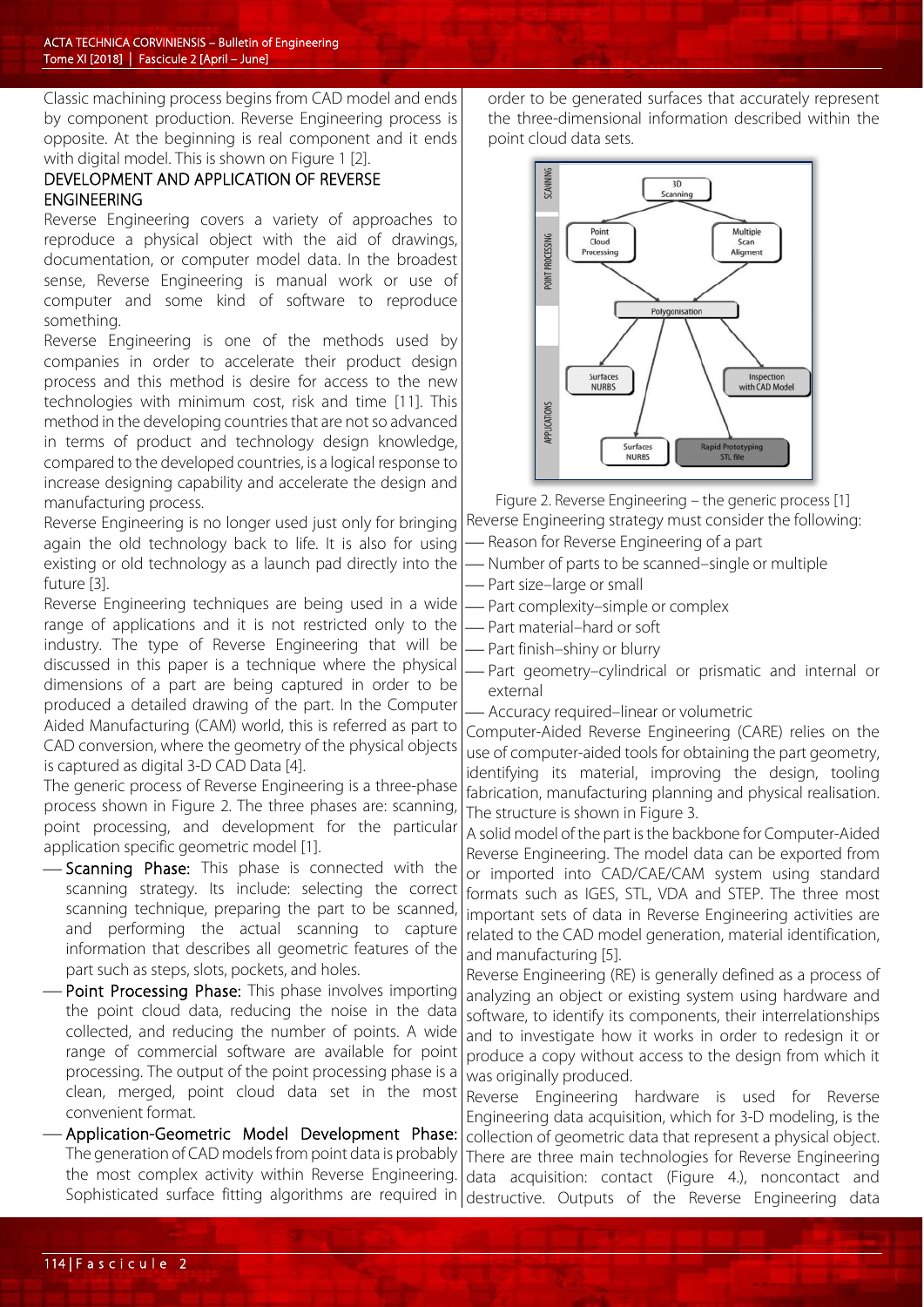Classic machining process begins from CAD model and ends by component production. Reverse Engineering process is opposite. At the beginning is real component and it ends with digital model. This is shown on Figure 1 [2].

## DEVELOPMENT AND APPLICATION OF REVERSE ENGINEERING

Reverse Engineering covers a variety of approaches to reproduce a physical object with the aid of drawings, documentation, or computer model data. In the broadest sense, Reverse Engineering is manual work or use of computer and some kind of software to reproduce something.

Reverse Engineering is one of the methods used by companies in order to accelerate their product design process and this method is desire for access to the new technologies with minimum cost, risk and time [11]. This method in the developing countries that are not so advanced in terms of product and technology design knowledge, compared to the developed countries, is a logical response to increase designing capability and accelerate the design and manufacturing process.

Reverse Engineering is no longer used just only for bringing again the old technology back to life. It is also for using existing or old technology as a launch pad directly into the future [3].

Reverse Engineering techniques are being used in a wide range of applications and it is not restricted only to the industry. The type of Reverse Engineering that will be discussed in this paper is a technique where the physical dimensions of a part are being captured in order to be produced a detailed drawing of the part. In the Computer Aided Manufacturing (CAM) world, this is referred as part to CAD conversion, where the geometry of the physical objects is captured as digital 3-D CAD Data [4].

The generic process of Reverse Engineering is a three-phase process shown in Figure 2. The three phases are: scanning, point processing, and development for the particular application specific geometric model [1].

- Scanning Phase: This phase is connected with the scanning strategy. Its include: selecting the correct scanning technique, preparing the part to be scanned, and performing the actual scanning to capture information that describes all geometric features of the part such as steps, slots, pockets, and holes.
- Point Processing Phase: This phase involves importing the point cloud data, reducing the noise in the data collected, and reducing the number of points. A wide range of commercial software are available for point processing. The output of the point processing phase is a clean, merged, point cloud data set in the most convenient format.
- Application-Geometric Model Development Phase: The generation of CAD models from point data is probably the most complex activity within Reverse Engineering. Sophisticated surface fitting algorithms are required in order to be generated surfaces that accurately represent the three-dimensional information described within the point cloud data sets.

Figure 2. Reverse Engineering – the generic process [1]

Reverse Engineering strategy must consider the following:

- Reason for Reverse Engineering of a part
- Number of parts to be scanned–single or multiple
- Part size–large or small
- Part complexity–simple or complex
- Part material–hard or soft
- Part finish–shiny or blurry
- Part geometry–cylindrical or prismatic and internal or external
- Accuracy required–linear or volumetric

Computer-Aided Reverse Engineering (CARE) relies on the use of computer-aided tools for obtaining the part geometry, identifying its material, improving the design, tooling fabrication, manufacturing planning and physical realisation. The structure is shown in Figure 3.

A solid model of the part is the backbone for Computer-Aided Reverse Engineering. The model data can be exported from or imported into CAD/CAE/CAM system using standard formats such as IGES, STL, VDA and STEP. The three most important sets of data in Reverse Engineering activities are related to the CAD model generation, material identification, and manufacturing [5].

Reverse Engineering (RE) is generally defined as a process of analyzing an object or existing system using hardware and software, to identify its components, their interrelationships and to investigate how it works in order to redesign it or produce a copy without access to the design from which it was originally produced.

Reverse Engineering hardware is used for Reverse Engineering data acquisition, which for 3-D modeling, is the collection of geometric data that represent a physical object. There are three main technologies for Reverse Engineering data acquisition: contact (Figure 4.), noncontact and destructive. Outputs of the Reverse Engineering data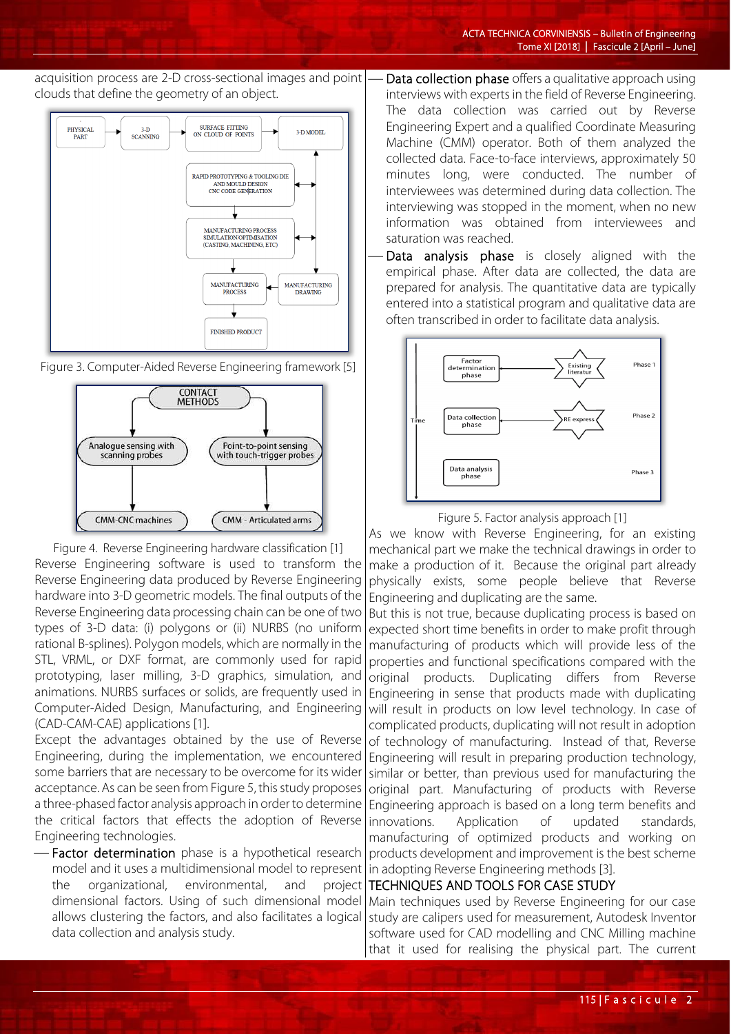acquisition process are 2-D cross-sectional images and point clouds that define the geometry of an object.

Figure 3. Computer-Aided Reverse Engineering framework [5]

Figure 4. Reverse Engineering hardware classification [1]

Reverse Engineering software is used to transform the Reverse Engineering data produced by Reverse Engineering hardware into 3-D geometric models. The final outputs of the Reverse Engineering data processing chain can be one of two types of 3-D data: (i) polygons or (ii) NURBS (no uniform rational B-splines). Polygon models, which are normally in the STL, VRML, or DXF format, are commonly used for rapid prototyping, laser milling, 3-D graphics, simulation, and animations. NURBS surfaces or solids, are frequently used in Computer-Aided Design, Manufacturing, and Engineering (CAD-CAM-CAE) applications [1].

Except the advantages obtained by the use of Reverse Engineering, during the implementation, we encountered some barriers that are necessary to be overcome for its wider acceptance. As can be seen from Figure 5, this study proposes a three-phased factor analysis approach in order to determine the critical factors that effects the adoption of Reverse Engineering technologies.

- Factor determination phase is a hypothetical research model and it uses a multidimensional model to represent the organizational, environmental, and project dimensional factors. Using of such dimensional model allows clustering the factors, and also facilitates a logical data collection and analysis study.
- Data collection phase offers a qualitative approach using interviews with experts in the field of Reverse Engineering. The data collection was carried out by Reverse Engineering Expert and a qualified Coordinate Measuring Machine (CMM) operator. Both of them analyzed the collected data. Face-to-face interviews, approximately 50 minutes long, were conducted. The number of interviewees was determined during data collection. The interviewing was stopped in the moment, when no new information was obtained from interviewees and saturation was reached.
- Data analysis phase is closely aligned with the empirical phase. After data are collected, the data are prepared for analysis. The quantitative data are typically entered into a statistical program and qualitative data are often transcribed in order to facilitate data analysis.

Figure 5. Factor analysis approach [1]

As we know with Reverse Engineering, for an existing mechanical part we make the technical drawings in order to make a production of it. Because the original part already physically exists, some people believe that Reverse Engineering and duplicating are the same.

But this is not true, because duplicating process is based on expected short time benefits in order to make profit through manufacturing of products which will provide less of the properties and functional specifications compared with the original products. Duplicating differs from Reverse Engineering in sense that products made with duplicating will result in products on low level technology. In case of complicated products, duplicating will not result in adoption of technology of manufacturing. Instead of that, Reverse Engineering will result in preparing production technology, similar or better, than previous used for manufacturing the original part. Manufacturing of products with Reverse Engineering approach is based on a long term benefits and innovations. Application of updated standards, manufacturing of optimized products and working on products development and improvement is the best scheme in adopting Reverse Engineering methods [3].

## TECHNIQUES AND TOOLS FOR CASE STUDY

Main techniques used by Reverse Engineering for our case study are calipers used for measurement, Autodesk Inventor software used for CAD modelling and CNC Milling machine that it used for realising the physical part. The current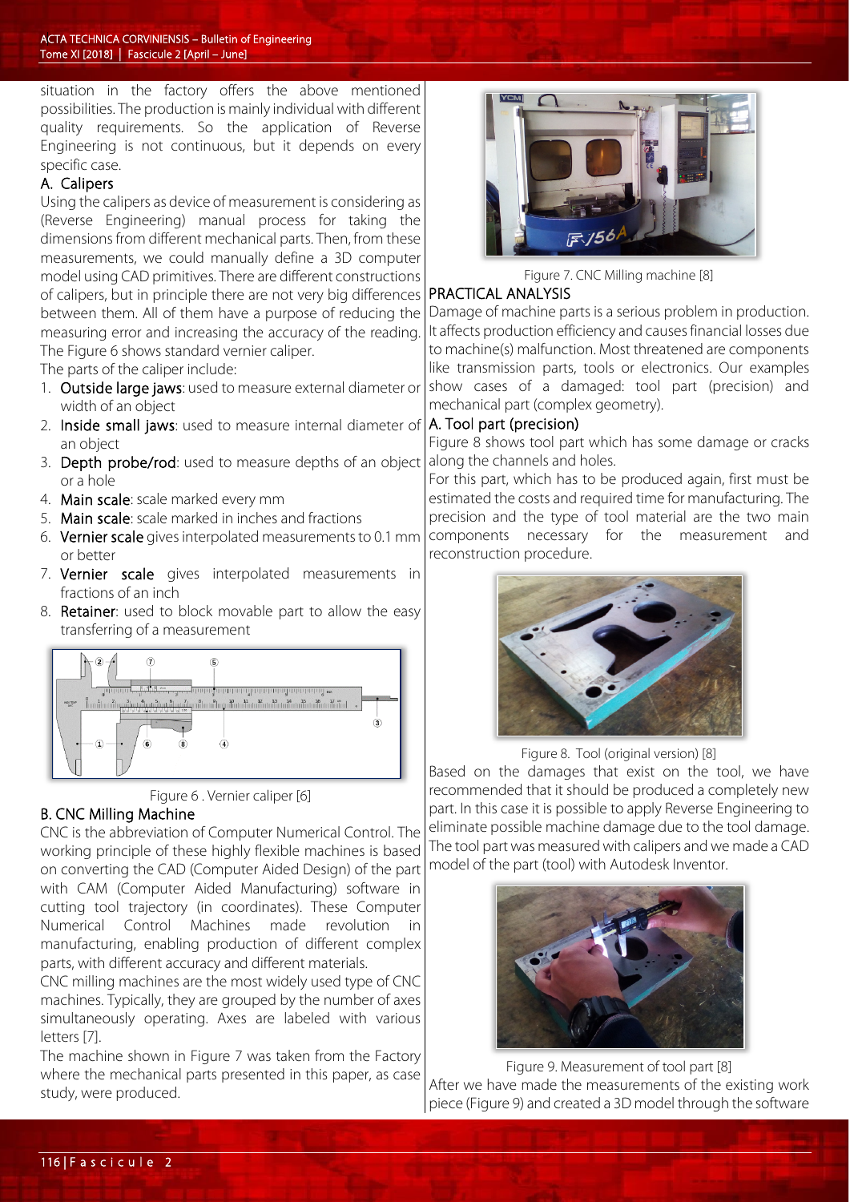situation in the factory offers the above mentioned possibilities. The production is mainly individual with different quality requirements. So the application of Reverse Engineering is not continuous, but it depends on every specific case.

### A. Calipers

Using the calipers as device of measurement is considering as (Reverse Engineering) manual process for taking the dimensions from different mechanical parts. Then, from these measurements, we could manually define a 3D computer model using CAD primitives. There are different constructions of calipers, but in principle there are not very big differences between them. All of them have a purpose of reducing the measuring error and increasing the accuracy of the reading. The Figure 6 shows standard vernier caliper.

The parts of the caliper include:

1. **Outside large jaws**: used to measure external diameter or width of an object
2. **Inside small jaws**: used to measure internal diameter of an object
3. **Depth probe/rod**: used to measure depths of an object or a hole
4. **Main scale**: scale marked every mm
5. **Main scale**: scale marked in inches and fractions
6. **Vernier scale** gives interpolated measurements to 0.1 mm or better
7. **Vernier scale** gives interpolated measurements in fractions of an inch
8. **Retainer**: used to block movable part to allow the easy transferring of a measurement

Figure 6 . Vernier caliper [6]

### B. CNC Milling Machine

CNC is the abbreviation of Computer Numerical Control. The working principle of these highly flexible machines is based on converting the CAD (Computer Aided Design) of the part with CAM (Computer Aided Manufacturing) software in cutting tool trajectory (in coordinates). These Computer Numerical Control Machines made revolution in manufacturing, enabling production of different complex parts, with different accuracy and different materials.

CNC milling machines are the most widely used type of CNC machines. Typically, they are grouped by the number of axes simultaneously operating. Axes are labeled with various letters [7].

The machine shown in Figure 7 was taken from the Factory where the mechanical parts presented in this paper, as case study, were produced.

Figure 7. CNC Milling machine [8]

## PRACTICAL ANALYSIS

Damage of machine parts is a serious problem in production. It affects production efficiency and causes financial losses due to machine(s) malfunction. Most threatened are components like transmission parts, tools or electronics. Our examples show cases of a damaged: tool part (precision) and mechanical part (complex geometry).

### A. Tool part (precision)

Figure 8 shows tool part which has some damage or cracks along the channels and holes.

For this part, which has to be produced again, first must be estimated the costs and required time for manufacturing. The precision and the type of tool material are the two main components necessary for the measurement and reconstruction procedure.

Figure 8. Tool (original version) [8]

Based on the damages that exist on the tool, we have recommended that it should be produced a completely new part. In this case it is possible to apply Reverse Engineering to eliminate possible machine damage due to the tool damage. The tool part was measured with calipers and we made a CAD model of the part (tool) with Autodesk Inventor.

Figure 9. Measurement of tool part [8]

After we have made the measurements of the existing work piece (Figure 9) and created a 3D model through the software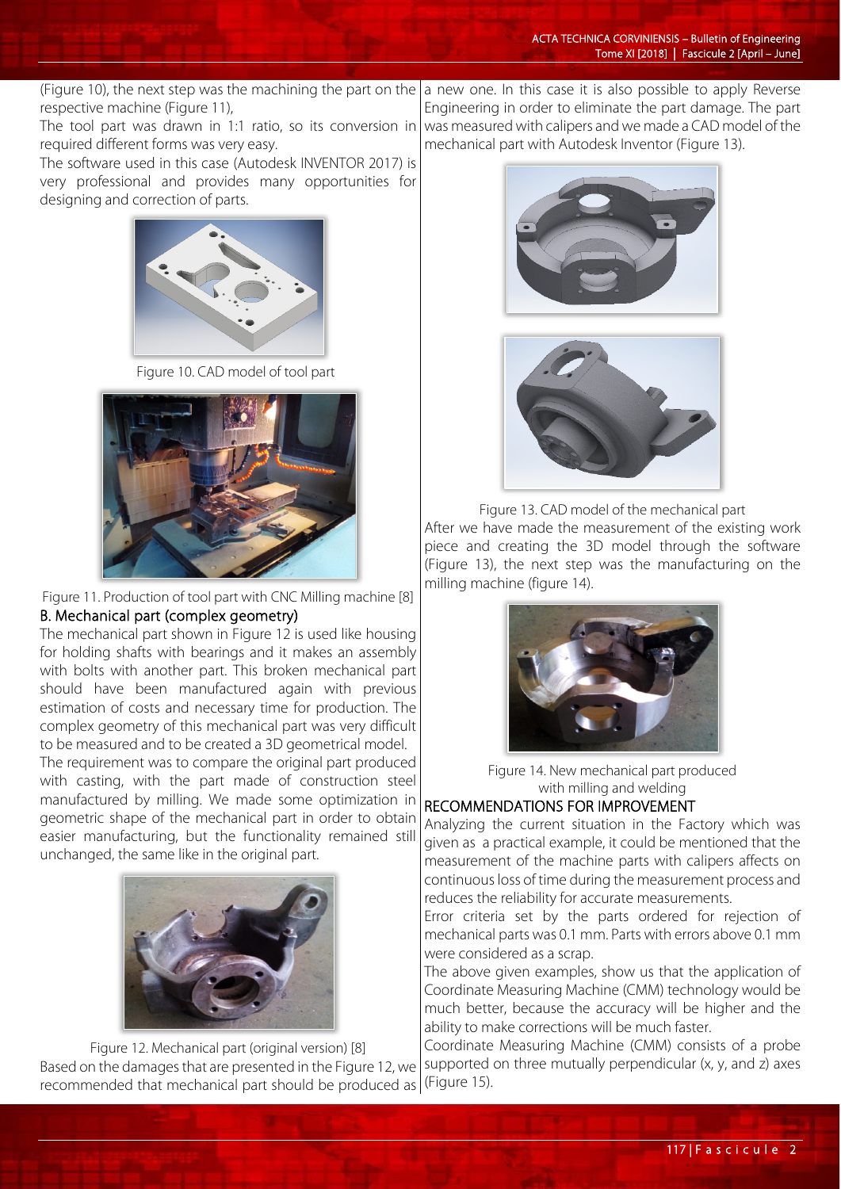(Figure 10), the next step was the machining the part on the respective machine (Figure 11),

The tool part was drawn in 1:1 ratio, so its conversion in required different forms was very easy.

The software used in this case (Autodesk INVENTOR 2017) is very professional and provides many opportunities for designing and correction of parts.

Figure 10. CAD model of tool part

Figure 11. Production of tool part with CNC Milling machine [8]

### B. Mechanical part (complex geometry)

The mechanical part shown in Figure 12 is used like housing for holding shafts with bearings and it makes an assembly with bolts with another part. This broken mechanical part should have been manufactured again with previous estimation of costs and necessary time for production. The complex geometry of this mechanical part was very difficult to be measured and to be created a 3D geometrical model.

The requirement was to compare the original part produced with casting, with the part made of construction steel manufactured by milling. We made some optimization in geometric shape of the mechanical part in order to obtain easier manufacturing, but the functionality remained still unchanged, the same like in the original part.

Figure 12. Mechanical part (original version) [8]

Based on the damages that are presented in the Figure 12, we recommended that mechanical part should be produced as a new one. In this case it is also possible to apply Reverse Engineering in order to eliminate the part damage. The part was measured with calipers and we made a CAD model of the mechanical part with Autodesk Inventor (Figure 13).

Figure 13. CAD model of the mechanical part

After we have made the measurement of the existing work piece and creating the 3D model through the software (Figure 13), the next step was the manufacturing on the milling machine (figure 14).

Figure 14. New mechanical part produced with milling and welding

## RECOMMENDATIONS FOR IMPROVEMENT

Analyzing the current situation in the Factory which was given as a practical example, it could be mentioned that the measurement of the machine parts with calipers affects on continuous loss of time during the measurement process and reduces the reliability for accurate measurements.

Error criteria set by the parts ordered for rejection of mechanical parts was 0.1 mm. Parts with errors above 0.1 mm were considered as a scrap.

The above given examples, show us that the application of Coordinate Measuring Machine (CMM) technology would be much better, because the accuracy will be higher and the ability to make corrections will be much faster.

Coordinate Measuring Machine (CMM) consists of a probe supported on three mutually perpendicular (x, y, and z) axes (Figure 15).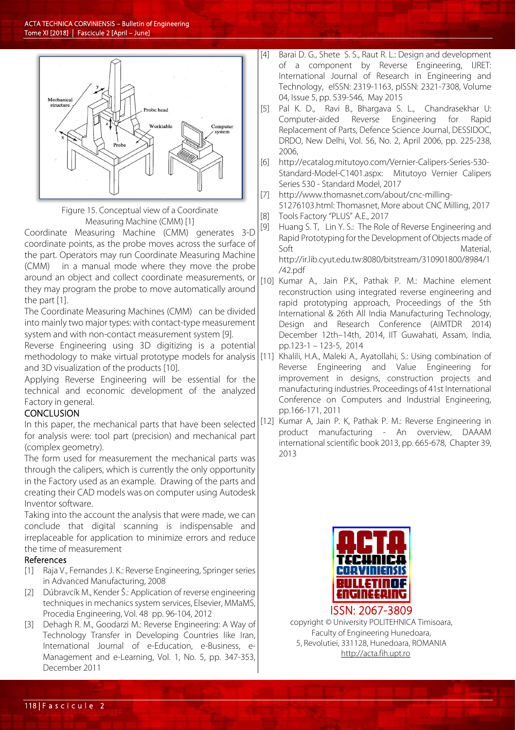Figure 15. Conceptual view of a Coordinate Measuring Machine (CMM) [1]

Coordinate Measuring Machine (CMM) generates 3-D coordinate points, as the probe moves across the surface of the part. Operators may run Coordinate Measuring Machine (CMM) in a manual mode where they move the probe around an object and collect coordinate measurements, or they may program the probe to move automatically around the part [1].

The Coordinate Measuring Machines (CMM) can be divided into mainly two major types: with contact-type measurement system and with non-contact measurement system [9].

Reverse Engineering using 3D digitizing is a potential methodology to make virtual prototype models for analysis and 3D visualization of the products [10].

Applying Reverse Engineering will be essential for the technical and economic development of the analyzed Factory in general.

## CONCLUSION

In this paper, the mechanical parts that have been selected for analysis were: tool part (precision) and mechanical part (complex geometry).

The form used for measurement the mechanical parts was through the calipers, which is currently the only opportunity in the Factory used as an example. Drawing of the parts and creating their CAD models was on computer using Autodesk Inventor software.

Taking into the account the analysis that were made, we can conclude that digital scanning is indispensable and irreplaceable for application to minimize errors and reduce the time of measurement

## References

- [1] Raja V., Fernandes J. K.: Reverse Engineering, Springer series in Advanced Manufacturing, 2008
- [2] Dúbravcík M., Kender Š.: Application of reverse engineering techniques in mechanics system services, Elsevier, MMaMS, Procedia Engineering, Vol. 48 pp. 96-104, 2012
- [3] Dehagh R. M., Goodarzi M.: Reverse Engineering: A Way of Technology Transfer in Developing Countries like Iran, International Journal of e-Education, e-Business, e-Management and e-Learning, Vol. 1, No. 5, pp. 347-353, December 2011
- [4] Barai D. G., Shete S. S., Raut R. L.: Design and development of a component by Reverse Engineering, IJRET: International Journal of Research in Engineering and Technology, eISSN: 2319-1163, pISSN: 2321-7308, Volume 04, Issue 5, pp. 539-546, May 2015
- [5] Pal K. D., Ravi B., Bhargava S. L., Chandrasekhar U: Computer-aided Reverse Engineering for Rapid Replacement of Parts, Defence Science Journal, DESSIDOC, DRDO, New Delhi, Vol. 56, No. 2, April 2006, pp. 225-238, 2006,
- [6] http://ecatalog.mitutoyo.com/Vernier-Calipers-Series-530-Standard-Model-C1401.aspx: Mitutoyo Vernier Calipers Series 530 - Standard Model, 2017
- [7] http://www.thomasnet.com/about/cnc-milling-51276103.html: Thomasnet, More about CNC Milling, 2017
- [8] Tools Factory "PLUS" A.E., 2017
- [9] Huang S. T, Lin Y. S.: The Role of Reverse Engineering and Rapid Prototyping for the Development of Objects made of Soft Material, http://ir.lib.cyut.edu.tw:8080/bitstream/310901800/8984/1/42.pdf
- [10] Kumar A., Jain P.K., Pathak P. M.: Machine element reconstruction using integrated reverse engineering and rapid prototyping approach, Proceedings of the 5th International & 26th All India Manufacturing Technology, Design and Research Conference (AIMTDR 2014) December 12th–14th, 2014, IIT Guwahati, Assam, India, pp.123-1 – 123-5, 2014
- [11] Khalili, H.A., Maleki A., Ayatollahi, S.: Using combination of Reverse Engineering and Value Engineering for improvement in designs, construction projects and manufacturing industries. Proceedings of 41st International Conference on Computers and Industrial Engineering, pp.166-171, 2011
- [12] Kumar A, Jain P. K, Pathak P. M.: Reverse Engineering in product manufacturing - An overview, DAAAM international scientific book 2013, pp. 665-678, Chapter 39, 2013

ISSN: 2067-3809

copyright © University POLITEHNICA Timisoara, Faculty of Engineering Hunedoara, 5, Revolutiei, 331128, Hunedoara, ROMANIA http://acta.fih.upt.ro